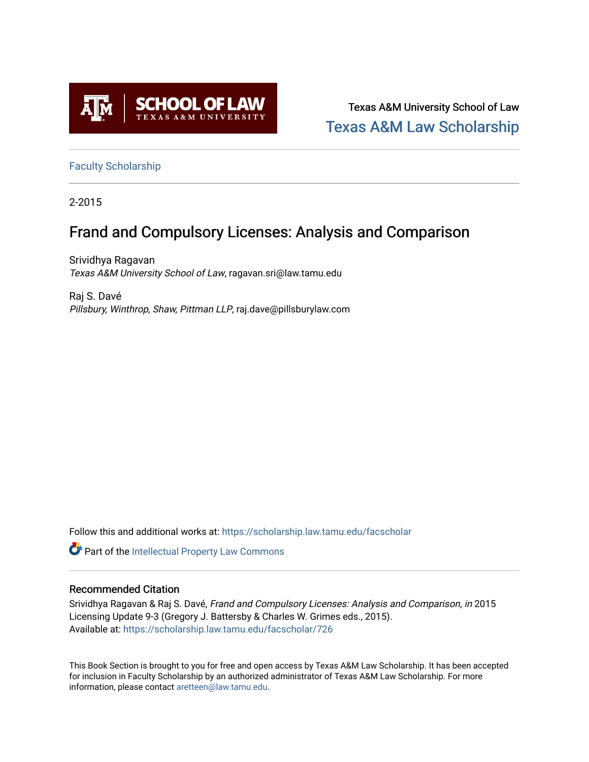Texas A&M University School of Law

Texas A&M Law Scholarship

Faculty Scholarship

2-2015

# Frand and Compulsory Licenses: Analysis and Comparison

Srividhya Ragavan
*Texas A&M University School of Law*, ragavan.sri@law.tamu.edu

Raj S. Davé
*Pillsbury, Winthrop, Shaw, Pittman LLP*, raj.dave@pillsburylaw.com

Follow this and additional works at: https://scholarship.law.tamu.edu/facscholar

Part of the Intellectual Property Law Commons

## Recommended Citation

Srividhya Ragavan & Raj S. Davé, *Frand and Compulsory Licenses: Analysis and Comparison*, *in* 2015 Licensing Update 9-3 (Gregory J. Battersby & Charles W. Grimes eds., 2015).
Available at: https://scholarship.law.tamu.edu/facscholar/726

This Book Section is brought to you for free and open access by Texas A&M Law Scholarship. It has been accepted for inclusion in Faculty Scholarship by an authorized administrator of Texas A&M Law Scholarship. For more information, please contact aretteen@law.tamu.edu.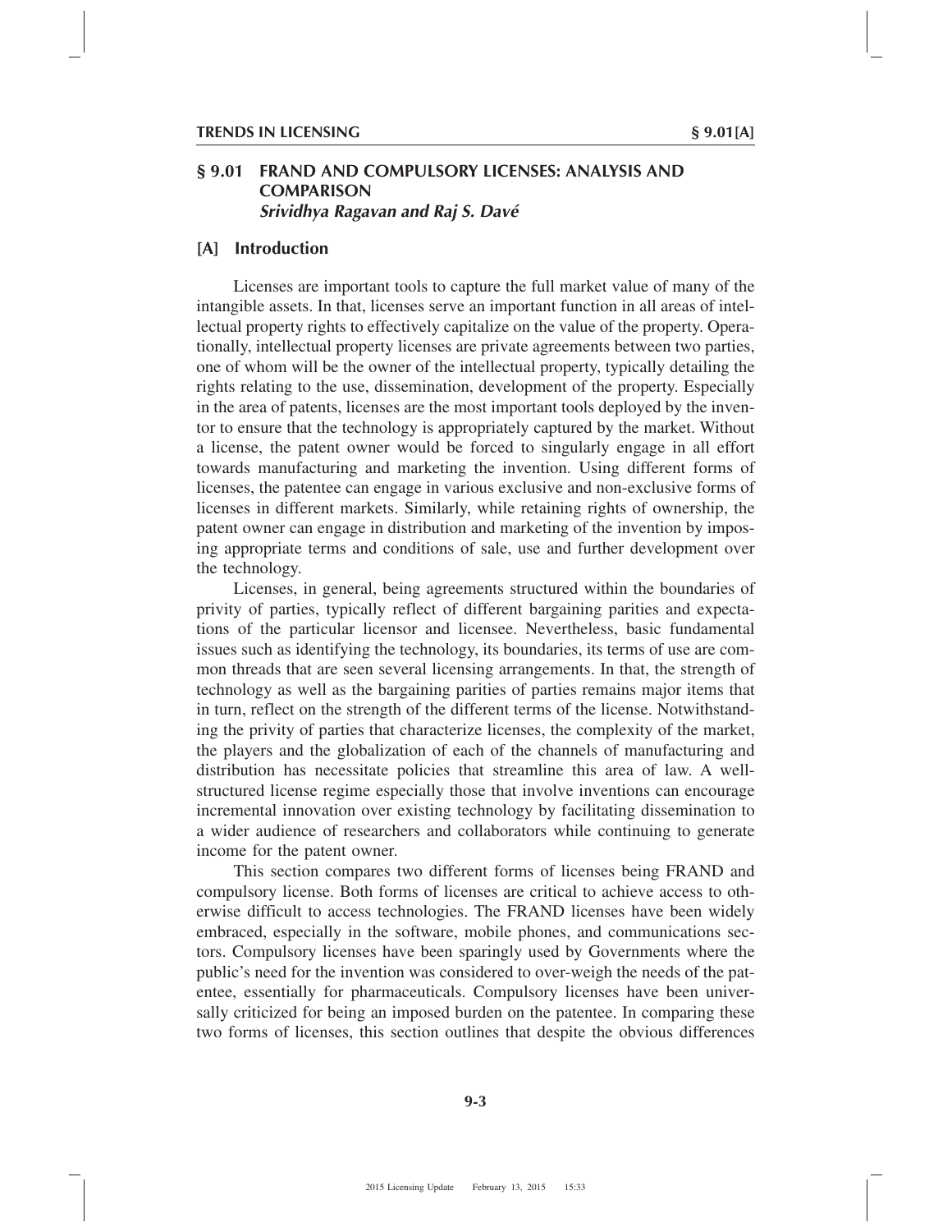## § 9.01 FRAND AND COMPULSORY LICENSES: ANALYSIS AND COMPARISON

***Srividhya Ragavan and Raj S. Davé***

### [A] Introduction

Licenses are important tools to capture the full market value of many of the intangible assets. In that, licenses serve an important function in all areas of intellectual property rights to effectively capitalize on the value of the property. Operationally, intellectual property licenses are private agreements between two parties, one of whom will be the owner of the intellectual property, typically detailing the rights relating to the use, dissemination, development of the property. Especially in the area of patents, licenses are the most important tools deployed by the inventor to ensure that the technology is appropriately captured by the market. Without a license, the patent owner would be forced to singularly engage in all effort towards manufacturing and marketing the invention. Using different forms of licenses, the patentee can engage in various exclusive and non-exclusive forms of licenses in different markets. Similarly, while retaining rights of ownership, the patent owner can engage in distribution and marketing of the invention by imposing appropriate terms and conditions of sale, use and further development over the technology.

Licenses, in general, being agreements structured within the boundaries of privity of parties, typically reflect of different bargaining parities and expectations of the particular licensor and licensee. Nevertheless, basic fundamental issues such as identifying the technology, its boundaries, its terms of use are common threads that are seen several licensing arrangements. In that, the strength of technology as well as the bargaining parities of parties remains major items that in turn, reflect on the strength of the different terms of the license. Notwithstanding the privity of parties that characterize licenses, the complexity of the market, the players and the globalization of each of the channels of manufacturing and distribution has necessitate policies that streamline this area of law. A well-structured license regime especially those that involve inventions can encourage incremental innovation over existing technology by facilitating dissemination to a wider audience of researchers and collaborators while continuing to generate income for the patent owner.

This section compares two different forms of licenses being FRAND and compulsory license. Both forms of licenses are critical to achieve access to otherwise difficult to access technologies. The FRAND licenses have been widely embraced, especially in the software, mobile phones, and communications sectors. Compulsory licenses have been sparingly used by Governments where the public's need for the invention was considered to over-weigh the needs of the patentee, essentially for pharmaceuticals. Compulsory licenses have been universally criticized for being an imposed burden on the patentee. In comparing these two forms of licenses, this section outlines that despite the obvious differences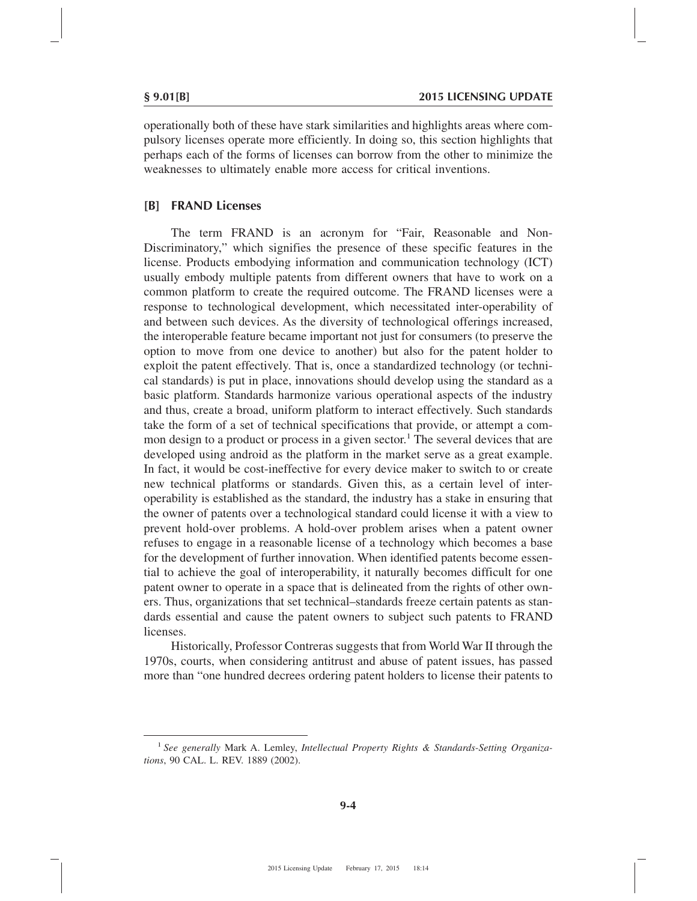operationally both of these have stark similarities and highlights areas where compulsory licenses operate more efficiently. In doing so, this section highlights that perhaps each of the forms of licenses can borrow from the other to minimize the weaknesses to ultimately enable more access for critical inventions.

## [B] FRAND Licenses

The term FRAND is an acronym for "Fair, Reasonable and Non-Discriminatory," which signifies the presence of these specific features in the license. Products embodying information and communication technology (ICT) usually embody multiple patents from different owners that have to work on a common platform to create the required outcome. The FRAND licenses were a response to technological development, which necessitated inter-operability of and between such devices. As the diversity of technological offerings increased, the interoperable feature became important not just for consumers (to preserve the option to move from one device to another) but also for the patent holder to exploit the patent effectively. That is, once a standardized technology (or technical standards) is put in place, innovations should develop using the standard as a basic platform. Standards harmonize various operational aspects of the industry and thus, create a broad, uniform platform to interact effectively. Such standards take the form of a set of technical specifications that provide, or attempt a common design to a product or process in a given sector.[1] The several devices that are developed using android as the platform in the market serve as a great example. In fact, it would be cost-ineffective for every device maker to switch to or create new technical platforms or standards. Given this, as a certain level of interoperability is established as the standard, the industry has a stake in ensuring that the owner of patents over a technological standard could license it with a view to prevent hold-over problems. A hold-over problem arises when a patent owner refuses to engage in a reasonable license of a technology which becomes a base for the development of further innovation. When identified patents become essential to achieve the goal of interoperability, it naturally becomes difficult for one patent owner to operate in a space that is delineated from the rights of other owners. Thus, organizations that set technical–standards freeze certain patents as standards essential and cause the patent owners to subject such patents to FRAND licenses.

Historically, Professor Contreras suggests that from World War II through the 1970s, courts, when considering antitrust and abuse of patent issues, has passed more than "one hundred decrees ordering patent holders to license their patents to

---

[1] *See generally* Mark A. Lemley, *Intellectual Property Rights & Standards-Setting Organizations*, 90 CAL. L. REV. 1889 (2002).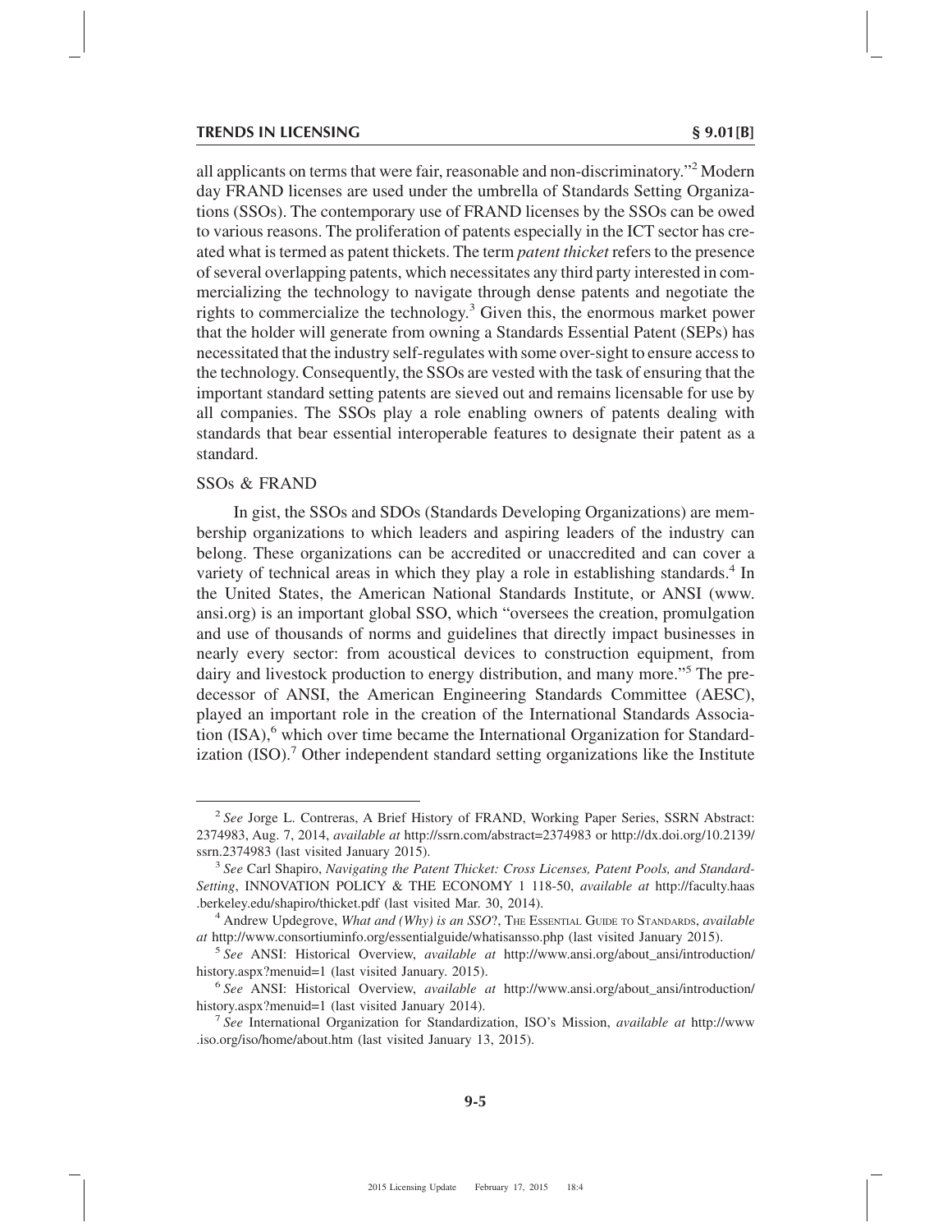all applicants on terms that were fair, reasonable and non-discriminatory."[2] Modern day FRAND licenses are used under the umbrella of Standards Setting Organizations (SSOs). The contemporary use of FRAND licenses by the SSOs can be owed to various reasons. The proliferation of patents especially in the ICT sector has created what is termed as patent thickets. The term *patent thicket* refers to the presence of several overlapping patents, which necessitates any third party interested in commercializing the technology to navigate through dense patents and negotiate the rights to commercialize the technology.[3] Given this, the enormous market power that the holder will generate from owning a Standards Essential Patent (SEPs) has necessitated that the industry self-regulates with some over-sight to ensure access to the technology. Consequently, the SSOs are vested with the task of ensuring that the important standard setting patents are sieved out and remains licensable for use by all companies. The SSOs play a role enabling owners of patents dealing with standards that bear essential interoperable features to designate their patent as a standard.

SSOs & FRAND

In gist, the SSOs and SDOs (Standards Developing Organizations) are membership organizations to which leaders and aspiring leaders of the industry can belong. These organizations can be accredited or unaccredited and can cover a variety of technical areas in which they play a role in establishing standards.[4] In the United States, the American National Standards Institute, or ANSI (www.ansi.org) is an important global SSO, which "oversees the creation, promulgation and use of thousands of norms and guidelines that directly impact businesses in nearly every sector: from acoustical devices to construction equipment, from dairy and livestock production to energy distribution, and many more."[5] The predecessor of ANSI, the American Engineering Standards Committee (AESC), played an important role in the creation of the International Standards Association (ISA),[6] which over time became the International Organization for Standardization (ISO).[7] Other independent standard setting organizations like the Institute

---

[2] *See* Jorge L. Contreras, A Brief History of FRAND, Working Paper Series, SSRN Abstract: 2374983, Aug. 7, 2014, *available at* http://ssrn.com/abstract=2374983 or http://dx.doi.org/10.2139/ssrn.2374983 (last visited January 2015).

[3] *See* Carl Shapiro, *Navigating the Patent Thicket: Cross Licenses, Patent Pools, and Standard-Setting*, INNOVATION POLICY & THE ECONOMY 1 118-50, *available at* http://faculty.haas.berkeley.edu/shapiro/thicket.pdf (last visited Mar. 30, 2014).

[4] Andrew Updegrove, *What and (Why) is an SSO*?, THE ESSENTIAL GUIDE TO STANDARDS, *available at* http://www.consortiuminfo.org/essentialguide/whatisansso.php (last visited January 2015).

[5] *See* ANSI: Historical Overview, *available at* http://www.ansi.org/about_ansi/introduction/history.aspx?menuid=1 (last visited January. 2015).

[6] *See* ANSI: Historical Overview, *available at* http://www.ansi.org/about_ansi/introduction/history.aspx?menuid=1 (last visited January 2014).

[7] *See* International Organization for Standardization, ISO's Mission, *available at* http://www.iso.org/iso/home/about.htm (last visited January 13, 2015).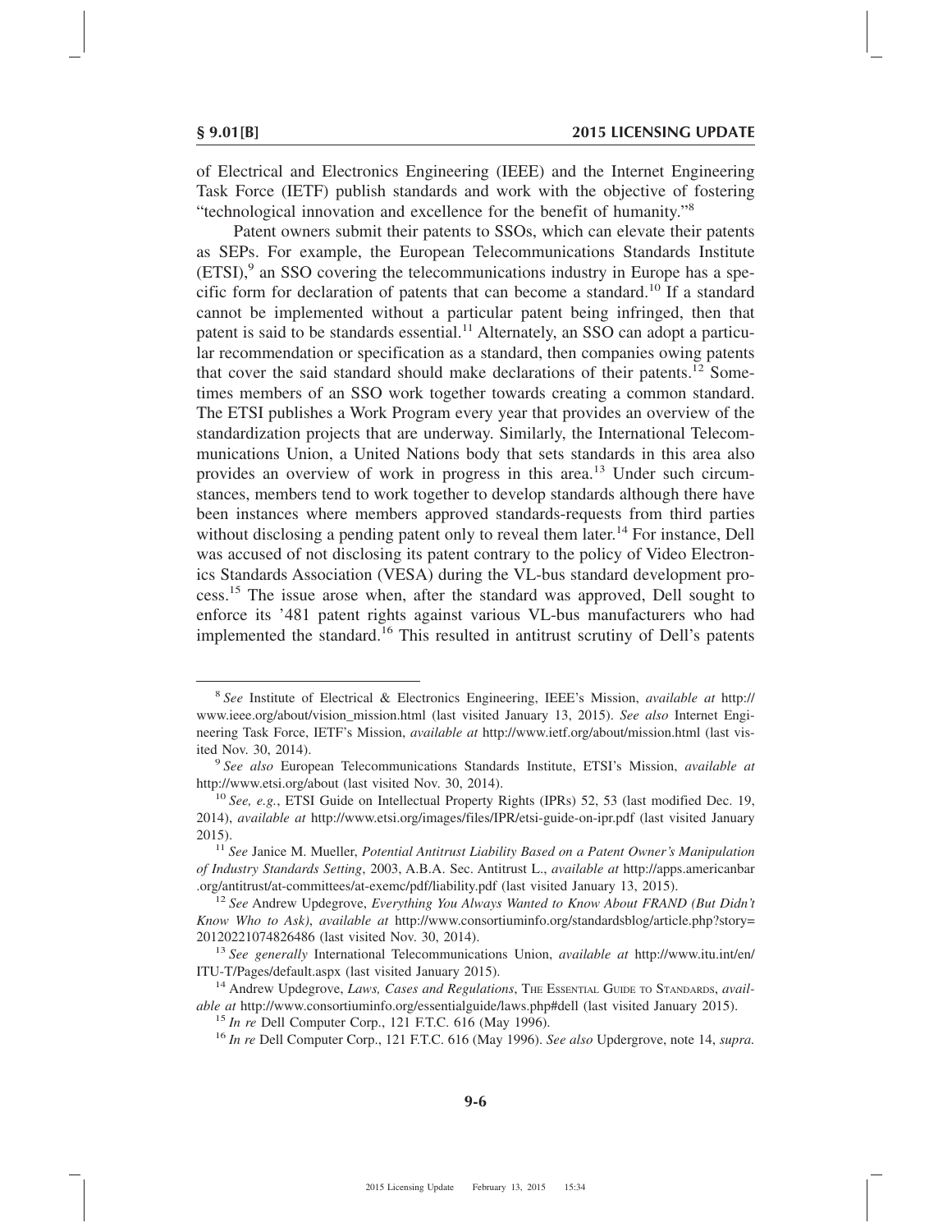of Electrical and Electronics Engineering (IEEE) and the Internet Engineering Task Force (IETF) publish standards and work with the objective of fostering "technological innovation and excellence for the benefit of humanity."[8]

Patent owners submit their patents to SSOs, which can elevate their patents as SEPs. For example, the European Telecommunications Standards Institute (ETSI),[9] an SSO covering the telecommunications industry in Europe has a specific form for declaration of patents that can become a standard.[10] If a standard cannot be implemented without a particular patent being infringed, then that patent is said to be standards essential.[11] Alternately, an SSO can adopt a particular recommendation or specification as a standard, then companies owing patents that cover the said standard should make declarations of their patents.[12] Sometimes members of an SSO work together towards creating a common standard. The ETSI publishes a Work Program every year that provides an overview of the standardization projects that are underway. Similarly, the International Telecommunications Union, a United Nations body that sets standards in this area also provides an overview of work in progress in this area.[13] Under such circumstances, members tend to work together to develop standards although there have been instances where members approved standards-requests from third parties without disclosing a pending patent only to reveal them later.[14] For instance, Dell was accused of not disclosing its patent contrary to the policy of Video Electronics Standards Association (VESA) during the VL-bus standard development process.[15] The issue arose when, after the standard was approved, Dell sought to enforce its '481 patent rights against various VL-bus manufacturers who had implemented the standard.[16] This resulted in antitrust scrutiny of Dell's patents

---

[8] *See* Institute of Electrical & Electronics Engineering, IEEE's Mission, *available at* http://www.ieee.org/about/vision_mission.html (last visited January 13, 2015). *See also* Internet Engineering Task Force, IETF's Mission, *available at* http://www.ietf.org/about/mission.html (last visited Nov. 30, 2014).

[9] *See also* European Telecommunications Standards Institute, ETSI's Mission, *available at* http://www.etsi.org/about (last visited Nov. 30, 2014).

[10] *See, e.g.*, ETSI Guide on Intellectual Property Rights (IPRs) 52, 53 (last modified Dec. 19, 2014), *available at* http://www.etsi.org/images/files/IPR/etsi-guide-on-ipr.pdf (last visited January 2015).

[11] *See* Janice M. Mueller, *Potential Antitrust Liability Based on a Patent Owner's Manipulation of Industry Standards Setting*, 2003, A.B.A. Sec. Antitrust L., *available at* http://apps.americanbar.org/antitrust/at-committees/at-exemc/pdf/liability.pdf (last visited January 13, 2015).

[12] *See* Andrew Updegrove, *Everything You Always Wanted to Know About FRAND (But Didn't Know Who to Ask)*, *available at* http://www.consortiuminfo.org/standardsblog/article.php?story=20120221074826486 (last visited Nov. 30, 2014).

[13] *See generally* International Telecommunications Union, *available at* http://www.itu.int/en/ITU-T/Pages/default.aspx (last visited January 2015).

[14] Andrew Updegrove, *Laws, Cases and Regulations*, The Essential Guide to Standards, *available at* http://www.consortiuminfo.org/essentialguide/laws.php#dell (last visited January 2015).

[15] *In re* Dell Computer Corp., 121 F.T.C. 616 (May 1996).

[16] *In re* Dell Computer Corp., 121 F.T.C. 616 (May 1996). *See also* Updergrove, note 14, *supra*.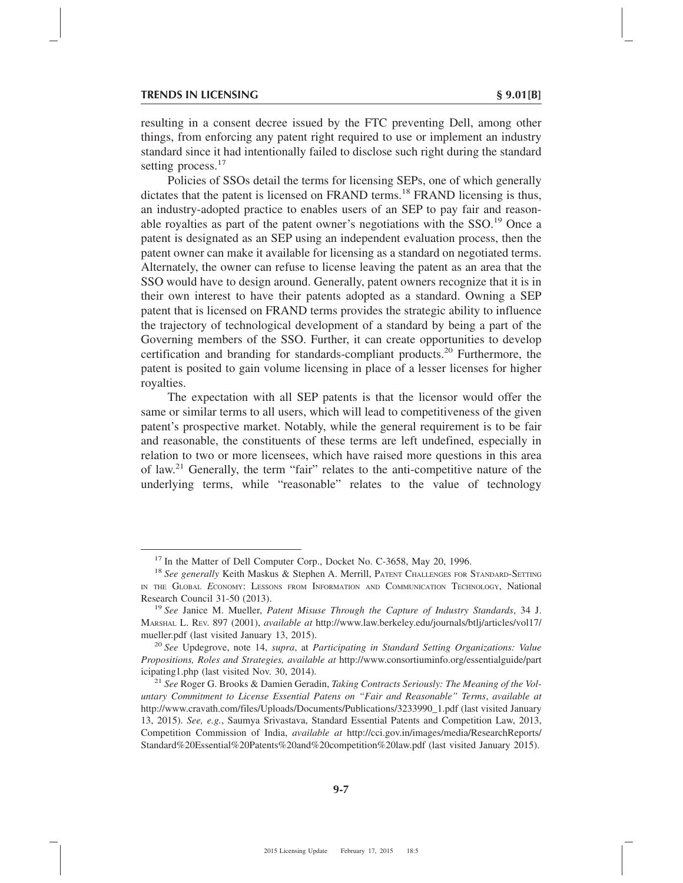resulting in a consent decree issued by the FTC preventing Dell, among other things, from enforcing any patent right required to use or implement an industry standard since it had intentionally failed to disclose such right during the standard setting process.[17]

Policies of SSOs detail the terms for licensing SEPs, one of which generally dictates that the patent is licensed on FRAND terms.[18] FRAND licensing is thus, an industry-adopted practice to enables users of an SEP to pay fair and reasonable royalties as part of the patent owner's negotiations with the SSO.[19] Once a patent is designated as an SEP using an independent evaluation process, then the patent owner can make it available for licensing as a standard on negotiated terms. Alternately, the owner can refuse to license leaving the patent as an area that the SSO would have to design around. Generally, patent owners recognize that it is in their own interest to have their patents adopted as a standard. Owning a SEP patent that is licensed on FRAND terms provides the strategic ability to influence the trajectory of technological development of a standard by being a part of the Governing members of the SSO. Further, it can create opportunities to develop certification and branding for standards-compliant products.[20] Furthermore, the patent is posited to gain volume licensing in place of a lesser licenses for higher royalties.

The expectation with all SEP patents is that the licensor would offer the same or similar terms to all users, which will lead to competitiveness of the given patent's prospective market. Notably, while the general requirement is to be fair and reasonable, the constituents of these terms are left undefined, especially in relation to two or more licensees, which have raised more questions in this area of law.[21] Generally, the term "fair" relates to the anti-competitive nature of the underlying terms, while "reasonable" relates to the value of technology

---

[17] In the Matter of Dell Computer Corp., Docket No. C-3658, May 20, 1996.

[18] *See generally* Keith Maskus & Stephen A. Merrill, Patent Challenges for Standard-Setting in the Global Economy: Lessons from Information and Communication Technology, National Research Council 31-50 (2013).

[19] *See* Janice M. Mueller, *Patent Misuse Through the Capture of Industry Standards*, 34 J. Marshal L. Rev. 897 (2001), *available at* http://www.law.berkeley.edu/journals/btlj/articles/vol17/mueller.pdf (last visited January 13, 2015).

[20] *See* Updegrove, note 14, *supra*, at *Participating in Standard Setting Organizations: Value Propositions, Roles and Strategies, available at* http://www.consortiuminfo.org/essentialguide/participating1.php (last visited Nov. 30, 2014).

[21] *See* Roger G. Brooks & Damien Geradin, *Taking Contracts Seriously: The Meaning of the Voluntary Commitment to License Essential Patens on "Fair and Reasonable" Terms*, *available at* http://www.cravath.com/files/Uploads/Documents/Publications/3233990_1.pdf (last visited January 13, 2015). *See, e.g.*, Saumya Srivastava, Standard Essential Patents and Competition Law, 2013, Competition Commission of India, *available at* http://cci.gov.in/images/media/ResearchReports/Standard%20Essential%20Patents%20and%20competition%20law.pdf (last visited January 2015).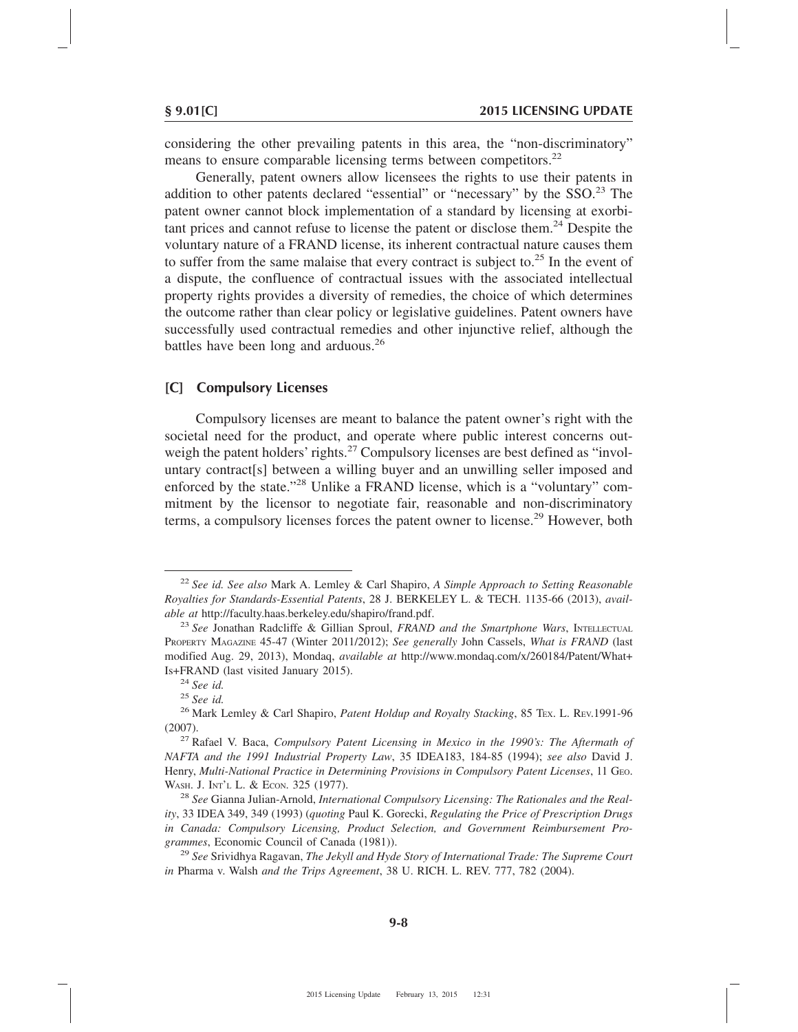considering the other prevailing patents in this area, the "non-discriminatory" means to ensure comparable licensing terms between competitors.[22]

Generally, patent owners allow licensees the rights to use their patents in addition to other patents declared "essential" or "necessary" by the SSO.[23] The patent owner cannot block implementation of a standard by licensing at exorbitant prices and cannot refuse to license the patent or disclose them.[24] Despite the voluntary nature of a FRAND license, its inherent contractual nature causes them to suffer from the same malaise that every contract is subject to.[25] In the event of a dispute, the confluence of contractual issues with the associated intellectual property rights provides a diversity of remedies, the choice of which determines the outcome rather than clear policy or legislative guidelines. Patent owners have successfully used contractual remedies and other injunctive relief, although the battles have been long and arduous.[26]

### [C] Compulsory Licenses

Compulsory licenses are meant to balance the patent owner's right with the societal need for the product, and operate where public interest concerns outweigh the patent holders' rights.[27] Compulsory licenses are best defined as "involuntary contract[s] between a willing buyer and an unwilling seller imposed and enforced by the state."[28] Unlike a FRAND license, which is a "voluntary" commitment by the licensor to negotiate fair, reasonable and non-discriminatory terms, a compulsory licenses forces the patent owner to license.[29] However, both

---

[22] *See id. See also* Mark A. Lemley & Carl Shapiro, *A Simple Approach to Setting Reasonable Royalties for Standards-Essential Patents*, 28 J. BERKELEY L. & TECH. 1135-66 (2013), *available at* http://faculty.haas.berkeley.edu/shapiro/frand.pdf.

[23] *See* Jonathan Radcliffe & Gillian Sproul, *FRAND and the Smartphone Wars*, INTELLECTUAL PROPERTY MAGAZINE 45-47 (Winter 2011/2012); *See generally* John Cassels, *What is FRAND* (last modified Aug. 29, 2013), Mondaq, *available at* http://www.mondaq.com/x/260184/Patent/What+Is+FRAND (last visited January 2015).

[24] *See id.*

[25] *See id.*

[26] Mark Lemley & Carl Shapiro, *Patent Holdup and Royalty Stacking*, 85 TEX. L. REV.1991-96 (2007).

[27] Rafael V. Baca, *Compulsory Patent Licensing in Mexico in the 1990's: The Aftermath of NAFTA and the 1991 Industrial Property Law*, 35 IDEA183, 184-85 (1994); *see also* David J. Henry, *Multi-National Practice in Determining Provisions in Compulsory Patent Licenses*, 11 GEO. WASH. J. INT'L L. & ECON. 325 (1977).

[28] *See* Gianna Julian-Arnold, *International Compulsory Licensing: The Rationales and the Reality*, 33 IDEA 349, 349 (1993) (*quoting* Paul K. Gorecki, *Regulating the Price of Prescription Drugs in Canada: Compulsory Licensing, Product Selection, and Government Reimbursement Programmes*, Economic Council of Canada (1981)).

[29] *See* Srividhya Ragavan, *The Jekyll and Hyde Story of International Trade: The Supreme Court in* Pharma v. Walsh *and the Trips Agreement*, 38 U. RICH. L. REV. 777, 782 (2004).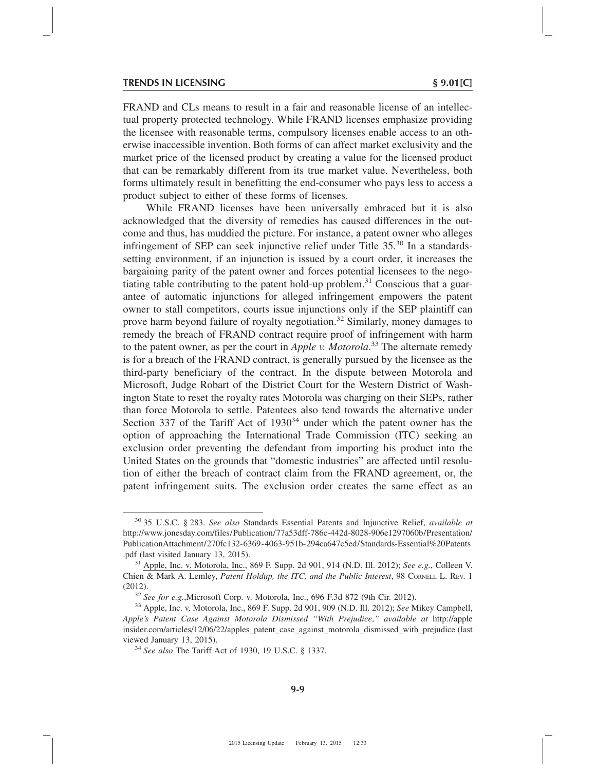FRAND and CLs means to result in a fair and reasonable license of an intellectual property protected technology. While FRAND licenses emphasize providing the licensee with reasonable terms, compulsory licenses enable access to an otherwise inaccessible invention. Both forms of can affect market exclusivity and the market price of the licensed product by creating a value for the licensed product that can be remarkably different from its true market value. Nevertheless, both forms ultimately result in benefitting the end-consumer who pays less to access a product subject to either of these forms of licenses.

While FRAND licenses have been universally embraced but it is also acknowledged that the diversity of remedies has caused differences in the outcome and thus, has muddied the picture. For instance, a patent owner who alleges infringement of SEP can seek injunctive relief under Title 35.[30] In a standards-setting environment, if an injunction is issued by a court order, it increases the bargaining parity of the patent owner and forces potential licensees to the negotiating table contributing to the patent hold-up problem.[31] Conscious that a guarantee of automatic injunctions for alleged infringement empowers the patent owner to stall competitors, courts issue injunctions only if the SEP plaintiff can prove harm beyond failure of royalty negotiation.[32] Similarly, money damages to remedy the breach of FRAND contract require proof of infringement with harm to the patent owner, as per the court in *Apple v. Motorola*.[33] The alternate remedy is for a breach of the FRAND contract, is generally pursued by the licensee as the third-party beneficiary of the contract. In the dispute between Motorola and Microsoft, Judge Robart of the District Court for the Western District of Washington State to reset the royalty rates Motorola was charging on their SEPs, rather than force Motorola to settle. Patentees also tend towards the alternative under Section 337 of the Tariff Act of 1930[34] under which the patent owner has the option of approaching the International Trade Commission (ITC) seeking an exclusion order preventing the defendant from importing his product into the United States on the grounds that "domestic industries" are affected until resolution of either the breach of contract claim from the FRAND agreement, or, the patent infringement suits. The exclusion order creates the same effect as an

---

[30] 35 U.S.C. § 283. *See also* Standards Essential Patents and Injunctive Relief, *available at* http://www.jonesday.com/files/Publication/77a53dff-786c-442d-8028-906e1297060b/Presentation/PublicationAttachment/270fc132-6369-4063-951b-294ca647c5ed/Standards-Essential%20Patents.pdf (last visited January 13, 2015).

[31] Apple, Inc. v. Motorola, Inc., 869 F. Supp. 2d 901, 914 (N.D. Ill. 2012); *See e.g.*, Colleen V. Chien & Mark A. Lemley, *Patent Holdup, the ITC, and the Public Interest*, 98 CORNELL L. REV. 1 (2012).

[32] *See for e.g.*,Microsoft Corp. v. Motorola, Inc., 696 F.3d 872 (9th Cir. 2012).

[33] Apple, Inc. v. Motorola, Inc., 869 F. Supp. 2d 901, 909 (N.D. Ill. 2012); *See* Mikey Campbell, *Apple's Patent Case Against Motorola Dismissed "With Prejudice*,*"* *available at* http://appleinsider.com/articles/12/06/22/apples_patent_case_against_motorola_dismissed_with_prejudice (last viewed January 13, 2015).

[34] *See also* The Tariff Act of 1930, 19 U.S.C. § 1337.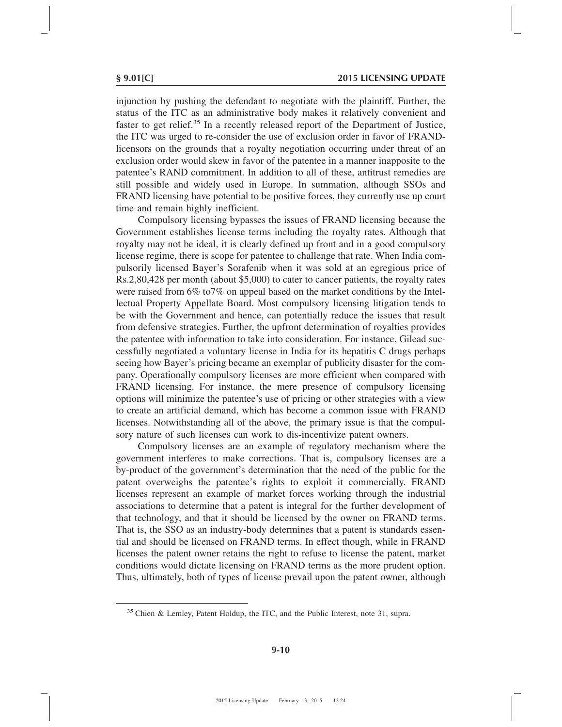injunction by pushing the defendant to negotiate with the plaintiff. Further, the status of the ITC as an administrative body makes it relatively convenient and faster to get relief.[35] In a recently released report of the Department of Justice, the ITC was urged to re-consider the use of exclusion order in favor of FRAND-licensors on the grounds that a royalty negotiation occurring under threat of an exclusion order would skew in favor of the patentee in a manner inapposite to the patentee's RAND commitment. In addition to all of these, antitrust remedies are still possible and widely used in Europe. In summation, although SSOs and FRAND licensing have potential to be positive forces, they currently use up court time and remain highly inefficient.

Compulsory licensing bypasses the issues of FRAND licensing because the Government establishes license terms including the royalty rates. Although that royalty may not be ideal, it is clearly defined up front and in a good compulsory license regime, there is scope for patentee to challenge that rate. When India compulsorily licensed Bayer's Sorafenib when it was sold at an egregious price of Rs.2,80,428 per month (about $5,000) to cater to cancer patients, the royalty rates were raised from 6% to7% on appeal based on the market conditions by the Intellectual Property Appellate Board. Most compulsory licensing litigation tends to be with the Government and hence, can potentially reduce the issues that result from defensive strategies. Further, the upfront determination of royalties provides the patentee with information to take into consideration. For instance, Gilead successfully negotiated a voluntary license in India for its hepatitis C drugs perhaps seeing how Bayer's pricing became an exemplar of publicity disaster for the company. Operationally compulsory licenses are more efficient when compared with FRAND licensing. For instance, the mere presence of compulsory licensing options will minimize the patentee's use of pricing or other strategies with a view to create an artificial demand, which has become a common issue with FRAND licenses. Notwithstanding all of the above, the primary issue is that the compulsory nature of such licenses can work to dis-incentivize patent owners.

Compulsory licenses are an example of regulatory mechanism where the government interferes to make corrections. That is, compulsory licenses are a by-product of the government's determination that the need of the public for the patent overweighs the patentee's rights to exploit it commercially. FRAND licenses represent an example of market forces working through the industrial associations to determine that a patent is integral for the further development of that technology, and that it should be licensed by the owner on FRAND terms. That is, the SSO as an industry-body determines that a patent is standards essential and should be licensed on FRAND terms. In effect though, while in FRAND licenses the patent owner retains the right to refuse to license the patent, market conditions would dictate licensing on FRAND terms as the more prudent option. Thus, ultimately, both of types of license prevail upon the patent owner, although

[35] Chien & Lemley, Patent Holdup, the ITC, and the Public Interest, note 31, supra.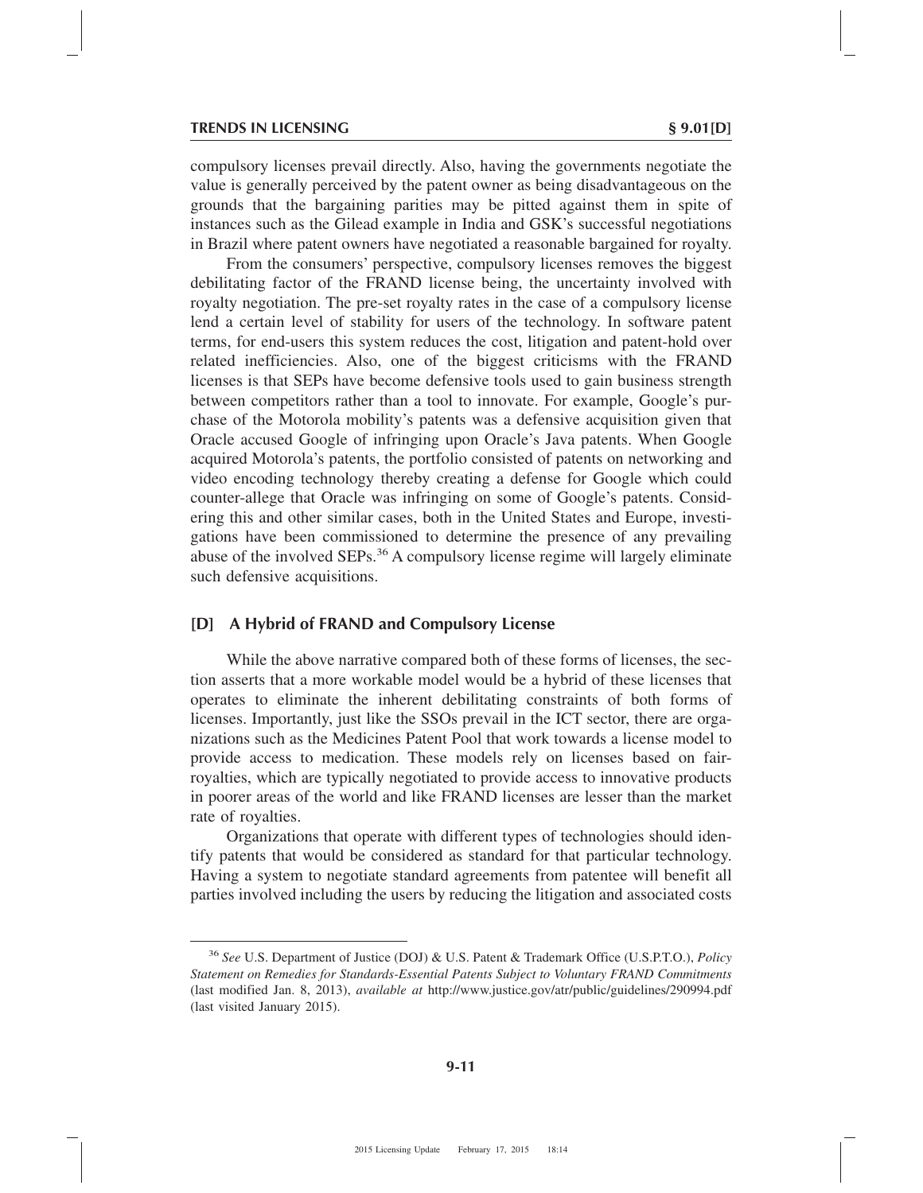compulsory licenses prevail directly. Also, having the governments negotiate the value is generally perceived by the patent owner as being disadvantageous on the grounds that the bargaining parities may be pitted against them in spite of instances such as the Gilead example in India and GSK's successful negotiations in Brazil where patent owners have negotiated a reasonable bargained for royalty.

From the consumers' perspective, compulsory licenses removes the biggest debilitating factor of the FRAND license being, the uncertainty involved with royalty negotiation. The pre-set royalty rates in the case of a compulsory license lend a certain level of stability for users of the technology. In software patent terms, for end-users this system reduces the cost, litigation and patent-hold over related inefficiencies. Also, one of the biggest criticisms with the FRAND licenses is that SEPs have become defensive tools used to gain business strength between competitors rather than a tool to innovate. For example, Google's purchase of the Motorola mobility's patents was a defensive acquisition given that Oracle accused Google of infringing upon Oracle's Java patents. When Google acquired Motorola's patents, the portfolio consisted of patents on networking and video encoding technology thereby creating a defense for Google which could counter-allege that Oracle was infringing on some of Google's patents. Considering this and other similar cases, both in the United States and Europe, investigations have been commissioned to determine the presence of any prevailing abuse of the involved SEPs.[36] A compulsory license regime will largely eliminate such defensive acquisitions.

### [D] A Hybrid of FRAND and Compulsory License

While the above narrative compared both of these forms of licenses, the section asserts that a more workable model would be a hybrid of these licenses that operates to eliminate the inherent debilitating constraints of both forms of licenses. Importantly, just like the SSOs prevail in the ICT sector, there are organizations such as the Medicines Patent Pool that work towards a license model to provide access to medication. These models rely on licenses based on fair-royalties, which are typically negotiated to provide access to innovative products in poorer areas of the world and like FRAND licenses are lesser than the market rate of royalties.

Organizations that operate with different types of technologies should identify patents that would be considered as standard for that particular technology. Having a system to negotiate standard agreements from patentee will benefit all parties involved including the users by reducing the litigation and associated costs

---

[36] *See* U.S. Department of Justice (DOJ) & U.S. Patent & Trademark Office (U.S.P.T.O.), *Policy Statement on Remedies for Standards-Essential Patents Subject to Voluntary FRAND Commitments* (last modified Jan. 8, 2013), *available at* http://www.justice.gov/atr/public/guidelines/290994.pdf (last visited January 2015).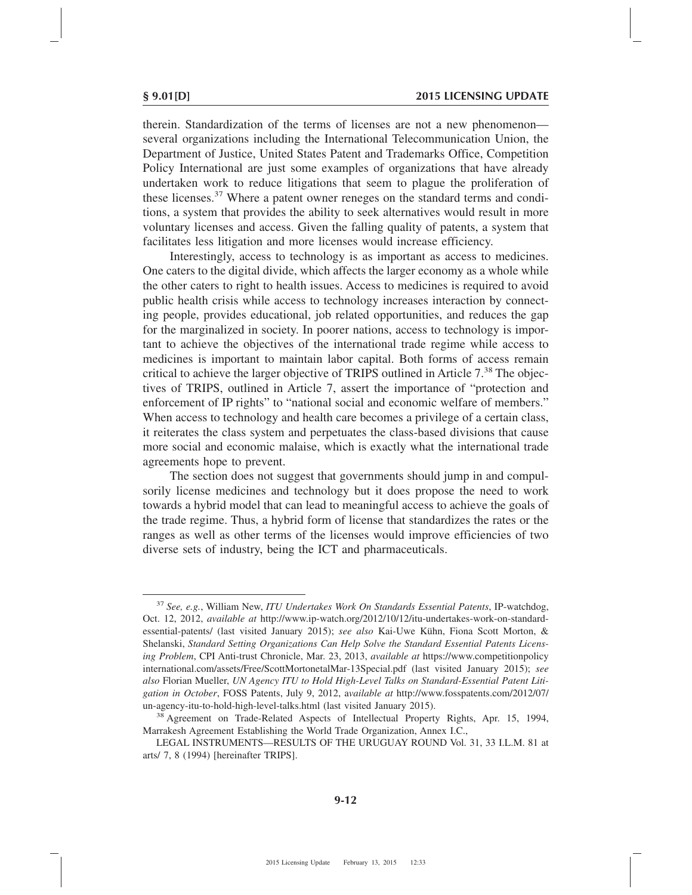therein. Standardization of the terms of licenses are not a new phenomenon—several organizations including the International Telecommunication Union, the Department of Justice, United States Patent and Trademarks Office, Competition Policy International are just some examples of organizations that have already undertaken work to reduce litigations that seem to plague the proliferation of these licenses.[37] Where a patent owner reneges on the standard terms and conditions, a system that provides the ability to seek alternatives would result in more voluntary licenses and access. Given the falling quality of patents, a system that facilitates less litigation and more licenses would increase efficiency.

Interestingly, access to technology is as important as access to medicines. One caters to the digital divide, which affects the larger economy as a whole while the other caters to right to health issues. Access to medicines is required to avoid public health crisis while access to technology increases interaction by connecting people, provides educational, job related opportunities, and reduces the gap for the marginalized in society. In poorer nations, access to technology is important to achieve the objectives of the international trade regime while access to medicines is important to maintain labor capital. Both forms of access remain critical to achieve the larger objective of TRIPS outlined in Article 7.[38] The objectives of TRIPS, outlined in Article 7, assert the importance of "protection and enforcement of IP rights" to "national social and economic welfare of members." When access to technology and health care becomes a privilege of a certain class, it reiterates the class system and perpetuates the class-based divisions that cause more social and economic malaise, which is exactly what the international trade agreements hope to prevent.

The section does not suggest that governments should jump in and compulsorily license medicines and technology but it does propose the need to work towards a hybrid model that can lead to meaningful access to achieve the goals of the trade regime. Thus, a hybrid form of license that standardizes the rates or the ranges as well as other terms of the licenses would improve efficiencies of two diverse sets of industry, being the ICT and pharmaceuticals.

---

[37] *See, e.g.*, William New, *ITU Undertakes Work On Standards Essential Patents*, IP-watchdog, Oct. 12, 2012, *available at* http://www.ip-watch.org/2012/10/12/itu-undertakes-work-on-standard-essential-patents/ (last visited January 2015); *see also* Kai-Uwe Kühn, Fiona Scott Morton, & Shelanski, *Standard Setting Organizations Can Help Solve the Standard Essential Patents Licensing Problem*, CPI Anti-trust Chronicle, Mar. 23, 2013, *available at* https://www.competitionpolicyinternational.com/assets/Free/ScottMortonetalMar-13Special.pdf (last visited January 2015); *see also* Florian Mueller, *UN Agency ITU to Hold High-Level Talks on Standard-Essential Patent Litigation in October*, FOSS Patents, July 9, 2012, a*vailable at* http://www.fosspatents.com/2012/07/un-agency-itu-to-hold-high-level-talks.html (last visited January 2015).

[38] Agreement on Trade-Related Aspects of Intellectual Property Rights, Apr. 15, 1994, Marrakesh Agreement Establishing the World Trade Organization, Annex I.C.,

LEGAL INSTRUMENTS—RESULTS OF THE URUGUAY ROUND Vol. 31, 33 I.L.M. 81 at arts/ 7, 8 (1994) [hereinafter TRIPS].